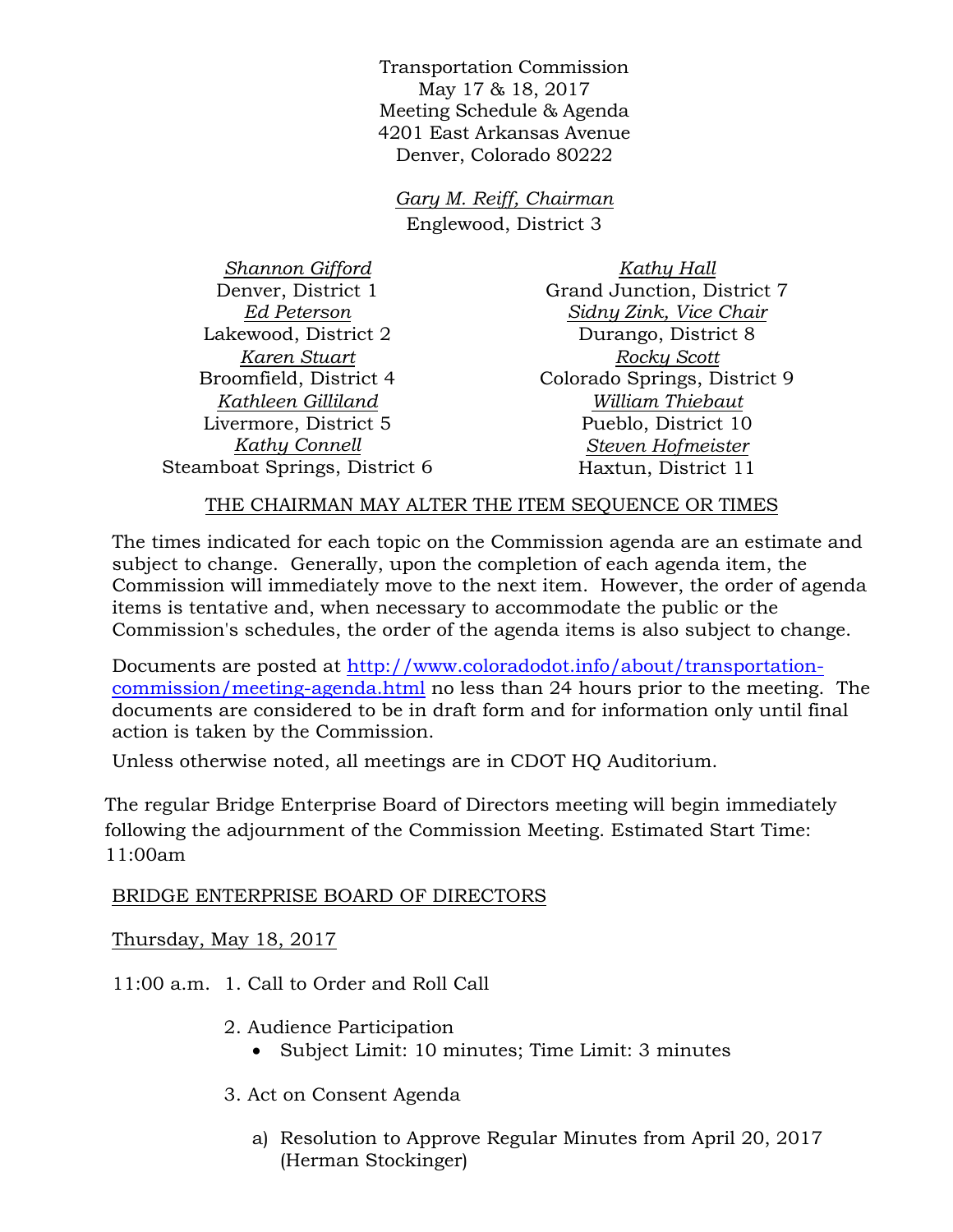Transportation Commission
May 17 & 18, 2017
Meeting Schedule & Agenda
4201 East Arkansas Avenue
Denver, Colorado 80222

*Gary M. Reiff, Chairman*
Englewood, District 3

*Shannon Gifford*
Denver, District 1

*Ed Peterson*
Lakewood, District 2

*Karen Stuart*
Broomfield, District 4

*Kathleen Gilliland*
Livermore, District 5

*Kathy Connell*
Steamboat Springs, District 6

*Kathy Hall*
Grand Junction, District 7

*Sidny Zink, Vice Chair*
Durango, District 8

*Rocky Scott*
Colorado Springs, District 9

*William Thiebaut*
Pueblo, District 10

*Steven Hofmeister*
Haxtun, District 11

THE CHAIRMAN MAY ALTER THE ITEM SEQUENCE OR TIMES

The times indicated for each topic on the Commission agenda are an estimate and subject to change. Generally, upon the completion of each agenda item, the Commission will immediately move to the next item. However, the order of agenda items is tentative and, when necessary to accommodate the public or the Commission's schedules, the order of the agenda items is also subject to change.

Documents are posted at http://www.coloradodot.info/about/transportation-commission/meeting-agenda.html no less than 24 hours prior to the meeting. The documents are considered to be in draft form and for information only until final action is taken by the Commission.

Unless otherwise noted, all meetings are in CDOT HQ Auditorium.

The regular Bridge Enterprise Board of Directors meeting will begin immediately following the adjournment of the Commission Meeting. Estimated Start Time: 11:00am

BRIDGE ENTERPRISE BOARD OF DIRECTORS

Thursday, May 18, 2017

11:00 a.m. 1. Call to Order and Roll Call

2. Audience Participation
   - Subject Limit: 10 minutes; Time Limit: 3 minutes

3. Act on Consent Agenda

   a) Resolution to Approve Regular Minutes from April 20, 2017 (Herman Stockinger)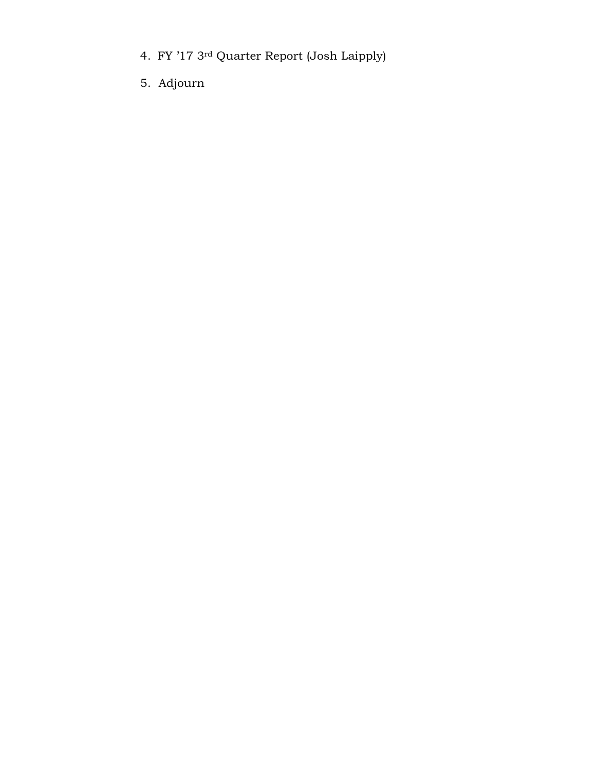4. FY ’17 3rd Quarter Report (Josh Laipply)

5. Adjourn